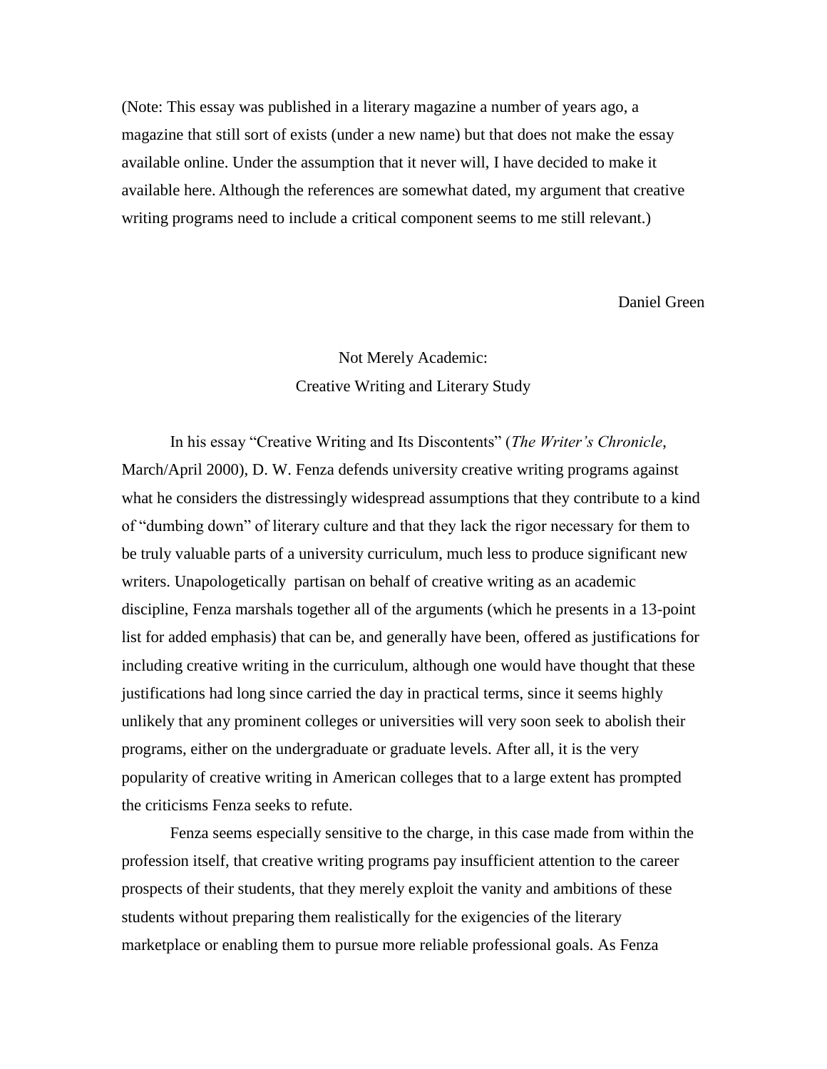(Note: This essay was published in a literary magazine a number of years ago, a magazine that still sort of exists (under a new name) but that does not make the essay available online. Under the assumption that it never will, I have decided to make it available here. Although the references are somewhat dated, my argument that creative writing programs need to include a critical component seems to me still relevant.)

Daniel Green

# Not Merely Academic: Creative Writing and Literary Study

In his essay "Creative Writing and Its Discontents" (*The Writer's Chronicle*, March/April 2000), D. W. Fenza defends university creative writing programs against what he considers the distressingly widespread assumptions that they contribute to a kind of "dumbing down" of literary culture and that they lack the rigor necessary for them to be truly valuable parts of a university curriculum, much less to produce significant new writers. Unapologetically partisan on behalf of creative writing as an academic discipline, Fenza marshals together all of the arguments (which he presents in a 13-point list for added emphasis) that can be, and generally have been, offered as justifications for including creative writing in the curriculum, although one would have thought that these justifications had long since carried the day in practical terms, since it seems highly unlikely that any prominent colleges or universities will very soon seek to abolish their programs, either on the undergraduate or graduate levels. After all, it is the very popularity of creative writing in American colleges that to a large extent has prompted the criticisms Fenza seeks to refute.

Fenza seems especially sensitive to the charge, in this case made from within the profession itself, that creative writing programs pay insufficient attention to the career prospects of their students, that they merely exploit the vanity and ambitions of these students without preparing them realistically for the exigencies of the literary marketplace or enabling them to pursue more reliable professional goals. As Fenza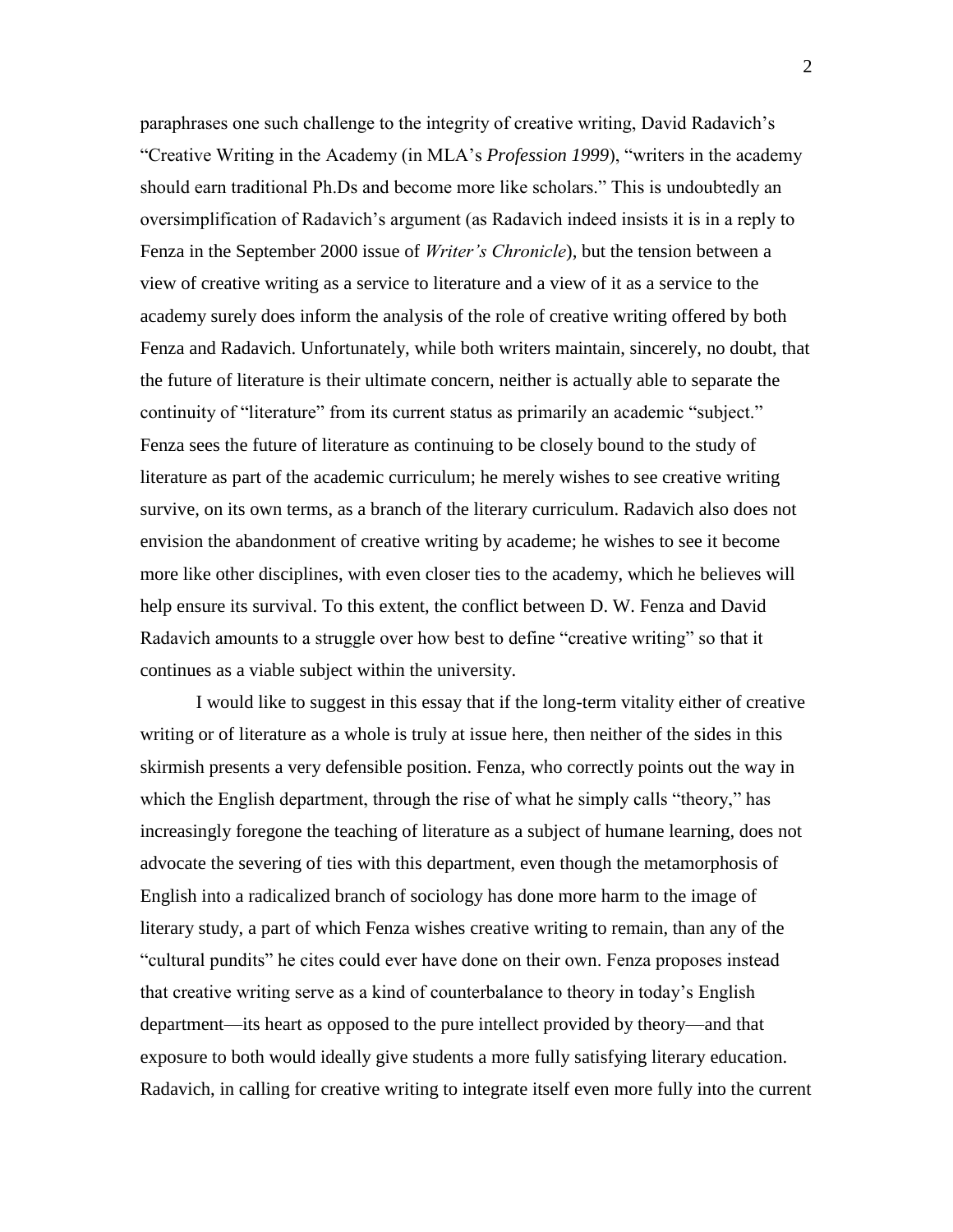paraphrases one such challenge to the integrity of creative writing, David Radavich's "Creative Writing in the Academy (in MLA's *Profession 1999*), "writers in the academy should earn traditional Ph.Ds and become more like scholars." This is undoubtedly an oversimplification of Radavich's argument (as Radavich indeed insists it is in a reply to Fenza in the September 2000 issue of *Writer's Chronicle*), but the tension between a view of creative writing as a service to literature and a view of it as a service to the academy surely does inform the analysis of the role of creative writing offered by both Fenza and Radavich. Unfortunately, while both writers maintain, sincerely, no doubt, that the future of literature is their ultimate concern, neither is actually able to separate the continuity of "literature" from its current status as primarily an academic "subject." Fenza sees the future of literature as continuing to be closely bound to the study of literature as part of the academic curriculum; he merely wishes to see creative writing survive, on its own terms, as a branch of the literary curriculum. Radavich also does not envision the abandonment of creative writing by academe; he wishes to see it become more like other disciplines, with even closer ties to the academy, which he believes will help ensure its survival. To this extent, the conflict between D. W. Fenza and David Radavich amounts to a struggle over how best to define "creative writing" so that it continues as a viable subject within the university.

I would like to suggest in this essay that if the long-term vitality either of creative writing or of literature as a whole is truly at issue here, then neither of the sides in this skirmish presents a very defensible position. Fenza, who correctly points out the way in which the English department, through the rise of what he simply calls "theory," has increasingly foregone the teaching of literature as a subject of humane learning, does not advocate the severing of ties with this department, even though the metamorphosis of English into a radicalized branch of sociology has done more harm to the image of literary study, a part of which Fenza wishes creative writing to remain, than any of the "cultural pundits" he cites could ever have done on their own. Fenza proposes instead that creative writing serve as a kind of counterbalance to theory in today's English department—its heart as opposed to the pure intellect provided by theory—and that exposure to both would ideally give students a more fully satisfying literary education. Radavich, in calling for creative writing to integrate itself even more fully into the current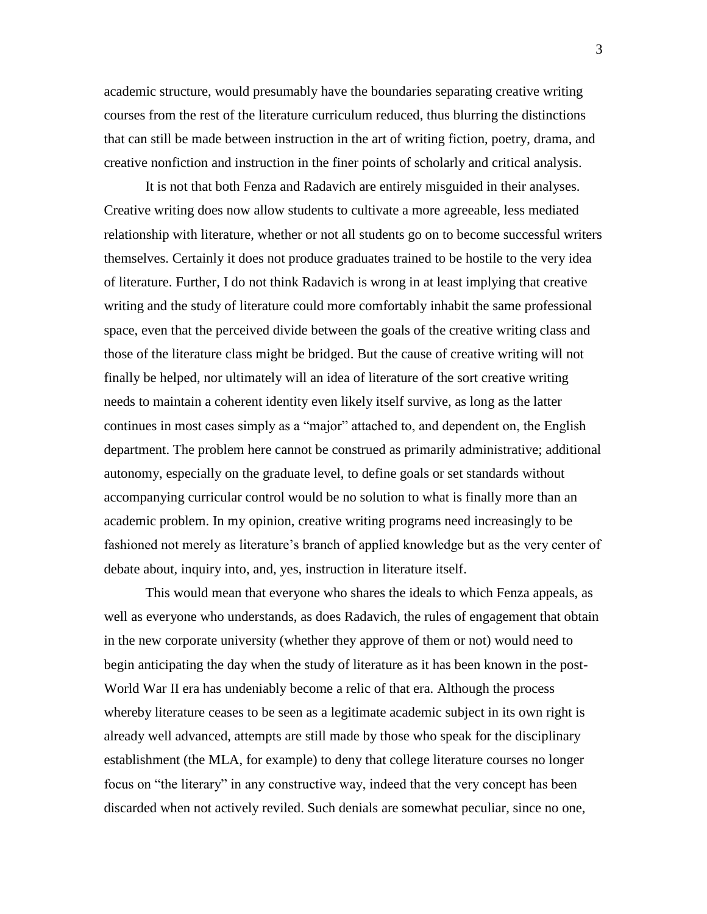academic structure, would presumably have the boundaries separating creative writing courses from the rest of the literature curriculum reduced, thus blurring the distinctions that can still be made between instruction in the art of writing fiction, poetry, drama, and creative nonfiction and instruction in the finer points of scholarly and critical analysis.

It is not that both Fenza and Radavich are entirely misguided in their analyses. Creative writing does now allow students to cultivate a more agreeable, less mediated relationship with literature, whether or not all students go on to become successful writers themselves. Certainly it does not produce graduates trained to be hostile to the very idea of literature. Further, I do not think Radavich is wrong in at least implying that creative writing and the study of literature could more comfortably inhabit the same professional space, even that the perceived divide between the goals of the creative writing class and those of the literature class might be bridged. But the cause of creative writing will not finally be helped, nor ultimately will an idea of literature of the sort creative writing needs to maintain a coherent identity even likely itself survive, as long as the latter continues in most cases simply as a "major" attached to, and dependent on, the English department. The problem here cannot be construed as primarily administrative; additional autonomy, especially on the graduate level, to define goals or set standards without accompanying curricular control would be no solution to what is finally more than an academic problem. In my opinion, creative writing programs need increasingly to be fashioned not merely as literature's branch of applied knowledge but as the very center of debate about, inquiry into, and, yes, instruction in literature itself.

This would mean that everyone who shares the ideals to which Fenza appeals, as well as everyone who understands, as does Radavich, the rules of engagement that obtain in the new corporate university (whether they approve of them or not) would need to begin anticipating the day when the study of literature as it has been known in the post-World War II era has undeniably become a relic of that era. Although the process whereby literature ceases to be seen as a legitimate academic subject in its own right is already well advanced, attempts are still made by those who speak for the disciplinary establishment (the MLA, for example) to deny that college literature courses no longer focus on "the literary" in any constructive way, indeed that the very concept has been discarded when not actively reviled. Such denials are somewhat peculiar, since no one,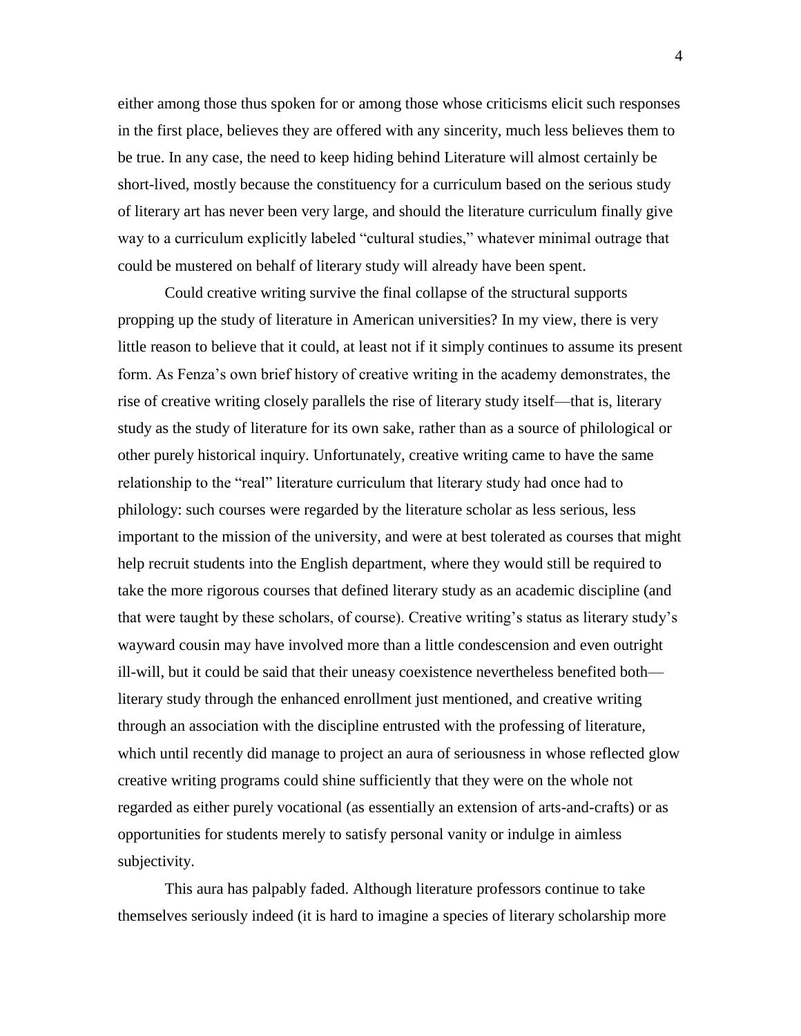either among those thus spoken for or among those whose criticisms elicit such responses in the first place, believes they are offered with any sincerity, much less believes them to be true. In any case, the need to keep hiding behind Literature will almost certainly be short-lived, mostly because the constituency for a curriculum based on the serious study of literary art has never been very large, and should the literature curriculum finally give way to a curriculum explicitly labeled "cultural studies," whatever minimal outrage that could be mustered on behalf of literary study will already have been spent.

Could creative writing survive the final collapse of the structural supports propping up the study of literature in American universities? In my view, there is very little reason to believe that it could, at least not if it simply continues to assume its present form. As Fenza's own brief history of creative writing in the academy demonstrates, the rise of creative writing closely parallels the rise of literary study itself—that is, literary study as the study of literature for its own sake, rather than as a source of philological or other purely historical inquiry. Unfortunately, creative writing came to have the same relationship to the "real" literature curriculum that literary study had once had to philology: such courses were regarded by the literature scholar as less serious, less important to the mission of the university, and were at best tolerated as courses that might help recruit students into the English department, where they would still be required to take the more rigorous courses that defined literary study as an academic discipline (and that were taught by these scholars, of course). Creative writing's status as literary study's wayward cousin may have involved more than a little condescension and even outright ill-will, but it could be said that their uneasy coexistence nevertheless benefited both—literary study through the enhanced enrollment just mentioned, and creative writing through an association with the discipline entrusted with the professing of literature, which until recently did manage to project an aura of seriousness in whose reflected glow creative writing programs could shine sufficiently that they were on the whole not regarded as either purely vocational (as essentially an extension of arts-and-crafts) or as opportunities for students merely to satisfy personal vanity or indulge in aimless subjectivity.

This aura has palpably faded. Although literature professors continue to take themselves seriously indeed (it is hard to imagine a species of literary scholarship more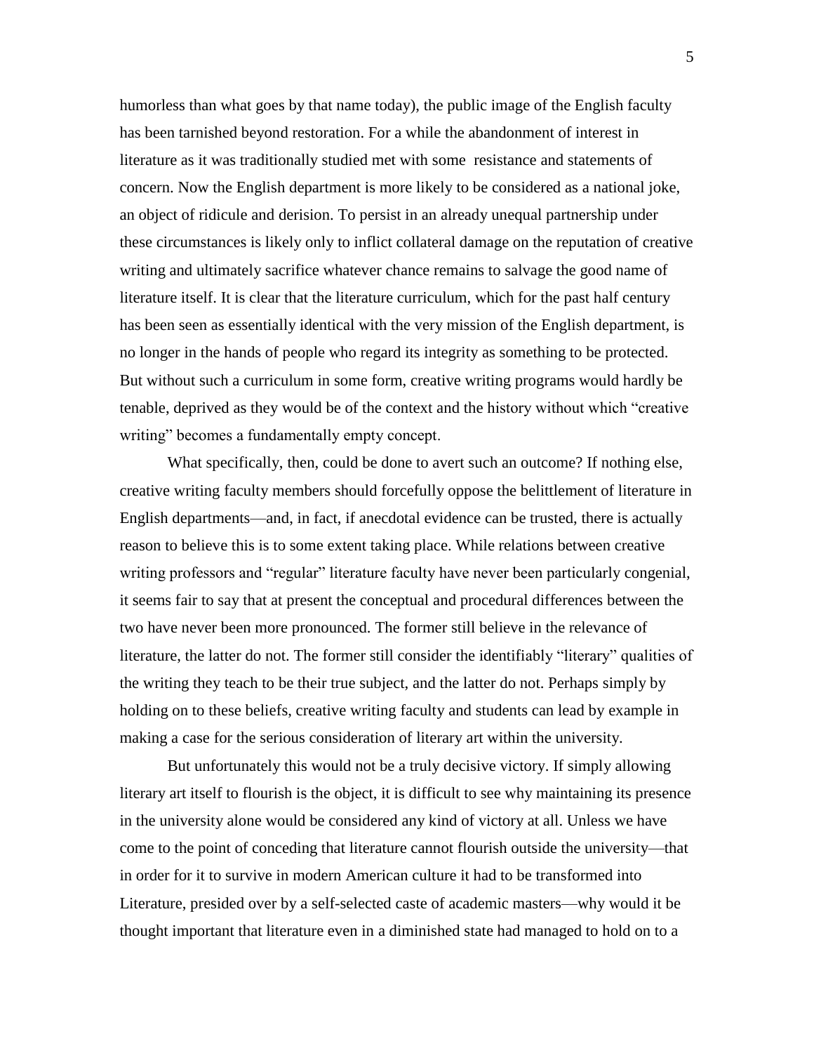humorless than what goes by that name today), the public image of the English faculty has been tarnished beyond restoration. For a while the abandonment of interest in literature as it was traditionally studied met with some resistance and statements of concern. Now the English department is more likely to be considered as a national joke, an object of ridicule and derision. To persist in an already unequal partnership under these circumstances is likely only to inflict collateral damage on the reputation of creative writing and ultimately sacrifice whatever chance remains to salvage the good name of literature itself. It is clear that the literature curriculum, which for the past half century has been seen as essentially identical with the very mission of the English department, is no longer in the hands of people who regard its integrity as something to be protected. But without such a curriculum in some form, creative writing programs would hardly be tenable, deprived as they would be of the context and the history without which "creative writing" becomes a fundamentally empty concept.

What specifically, then, could be done to avert such an outcome? If nothing else, creative writing faculty members should forcefully oppose the belittlement of literature in English departments—and, in fact, if anecdotal evidence can be trusted, there is actually reason to believe this is to some extent taking place. While relations between creative writing professors and "regular" literature faculty have never been particularly congenial, it seems fair to say that at present the conceptual and procedural differences between the two have never been more pronounced. The former still believe in the relevance of literature, the latter do not. The former still consider the identifiably "literary" qualities of the writing they teach to be their true subject, and the latter do not. Perhaps simply by holding on to these beliefs, creative writing faculty and students can lead by example in making a case for the serious consideration of literary art within the university.

But unfortunately this would not be a truly decisive victory. If simply allowing literary art itself to flourish is the object, it is difficult to see why maintaining its presence in the university alone would be considered any kind of victory at all. Unless we have come to the point of conceding that literature cannot flourish outside the university—that in order for it to survive in modern American culture it had to be transformed into Literature, presided over by a self-selected caste of academic masters—why would it be thought important that literature even in a diminished state had managed to hold on to a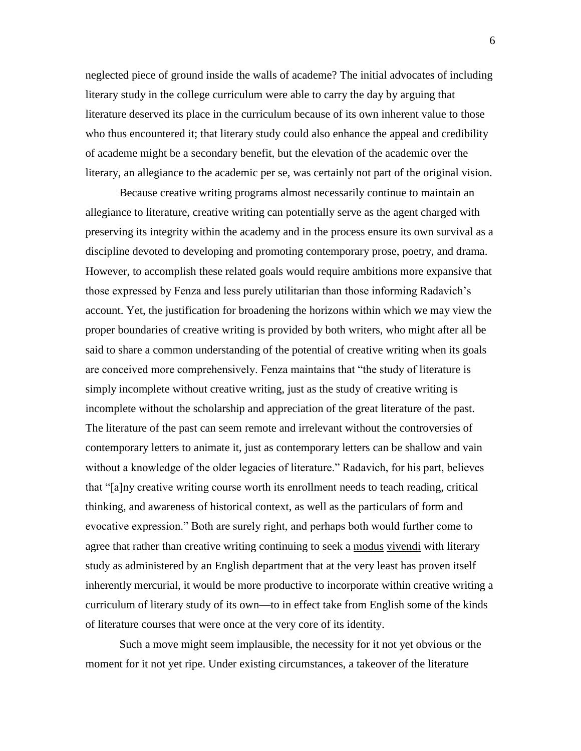neglected piece of ground inside the walls of academe? The initial advocates of including literary study in the college curriculum were able to carry the day by arguing that literature deserved its place in the curriculum because of its own inherent value to those who thus encountered it; that literary study could also enhance the appeal and credibility of academe might be a secondary benefit, but the elevation of the academic over the literary, an allegiance to the academic per se, was certainly not part of the original vision.

Because creative writing programs almost necessarily continue to maintain an allegiance to literature, creative writing can potentially serve as the agent charged with preserving its integrity within the academy and in the process ensure its own survival as a discipline devoted to developing and promoting contemporary prose, poetry, and drama. However, to accomplish these related goals would require ambitions more expansive that those expressed by Fenza and less purely utilitarian than those informing Radavich's account. Yet, the justification for broadening the horizons within which we may view the proper boundaries of creative writing is provided by both writers, who might after all be said to share a common understanding of the potential of creative writing when its goals are conceived more comprehensively. Fenza maintains that "the study of literature is simply incomplete without creative writing, just as the study of creative writing is incomplete without the scholarship and appreciation of the great literature of the past. The literature of the past can seem remote and irrelevant without the controversies of contemporary letters to animate it, just as contemporary letters can be shallow and vain without a knowledge of the older legacies of literature." Radavich, for his part, believes that "[a]ny creative writing course worth its enrollment needs to teach reading, critical thinking, and awareness of historical context, as well as the particulars of form and evocative expression." Both are surely right, and perhaps both would further come to agree that rather than creative writing continuing to seek a <u>modus</u> <u>vivendi</u> with literary study as administered by an English department that at the very least has proven itself inherently mercurial, it would be more productive to incorporate within creative writing a curriculum of literary study of its own—to in effect take from English some of the kinds of literature courses that were once at the very core of its identity.

Such a move might seem implausible, the necessity for it not yet obvious or the moment for it not yet ripe. Under existing circumstances, a takeover of the literature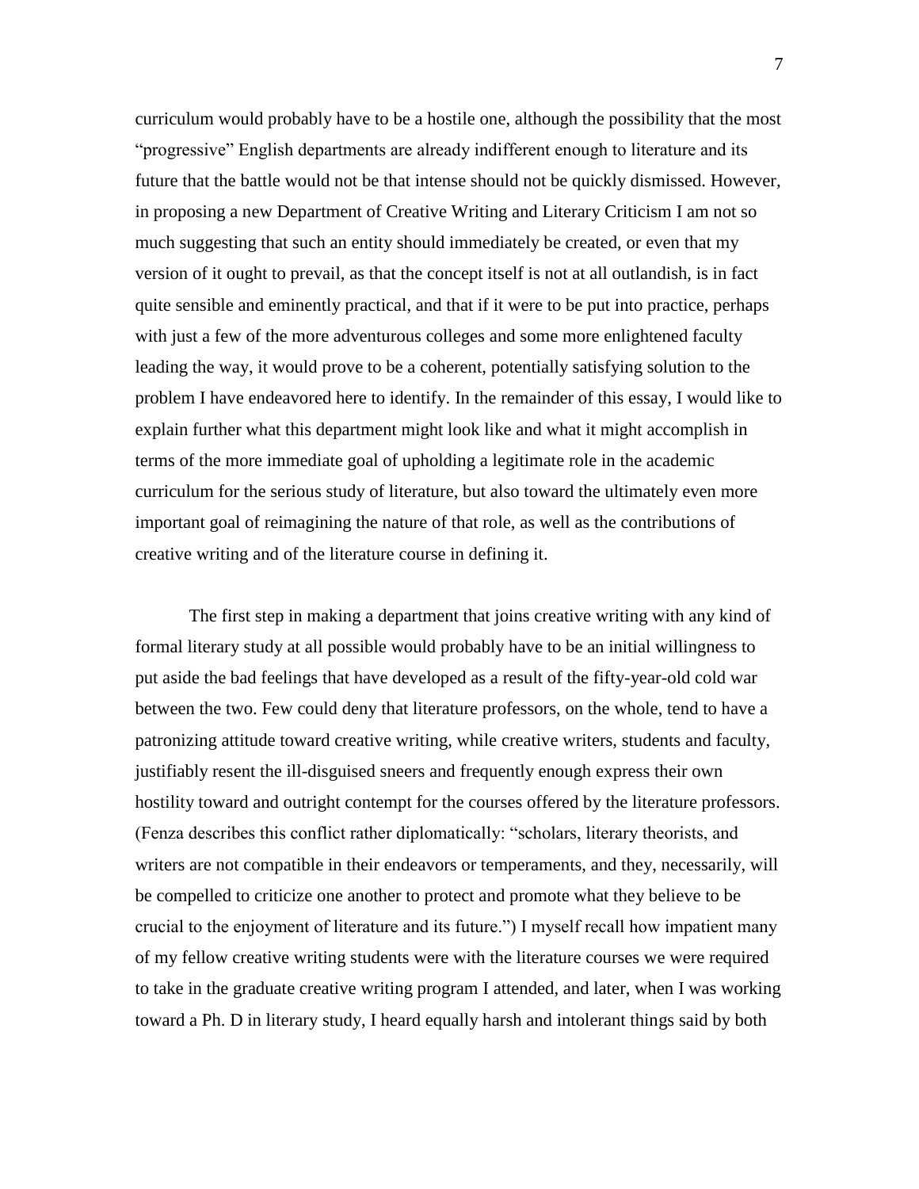curriculum would probably have to be a hostile one, although the possibility that the most "progressive" English departments are already indifferent enough to literature and its future that the battle would not be that intense should not be quickly dismissed. However, in proposing a new Department of Creative Writing and Literary Criticism I am not so much suggesting that such an entity should immediately be created, or even that my version of it ought to prevail, as that the concept itself is not at all outlandish, is in fact quite sensible and eminently practical, and that if it were to be put into practice, perhaps with just a few of the more adventurous colleges and some more enlightened faculty leading the way, it would prove to be a coherent, potentially satisfying solution to the problem I have endeavored here to identify. In the remainder of this essay, I would like to explain further what this department might look like and what it might accomplish in terms of the more immediate goal of upholding a legitimate role in the academic curriculum for the serious study of literature, but also toward the ultimately even more important goal of reimagining the nature of that role, as well as the contributions of creative writing and of the literature course in defining it.

The first step in making a department that joins creative writing with any kind of formal literary study at all possible would probably have to be an initial willingness to put aside the bad feelings that have developed as a result of the fifty-year-old cold war between the two. Few could deny that literature professors, on the whole, tend to have a patronizing attitude toward creative writing, while creative writers, students and faculty, justifiably resent the ill-disguised sneers and frequently enough express their own hostility toward and outright contempt for the courses offered by the literature professors. (Fenza describes this conflict rather diplomatically: "scholars, literary theorists, and writers are not compatible in their endeavors or temperaments, and they, necessarily, will be compelled to criticize one another to protect and promote what they believe to be crucial to the enjoyment of literature and its future.") I myself recall how impatient many of my fellow creative writing students were with the literature courses we were required to take in the graduate creative writing program I attended, and later, when I was working toward a Ph. D in literary study, I heard equally harsh and intolerant things said by both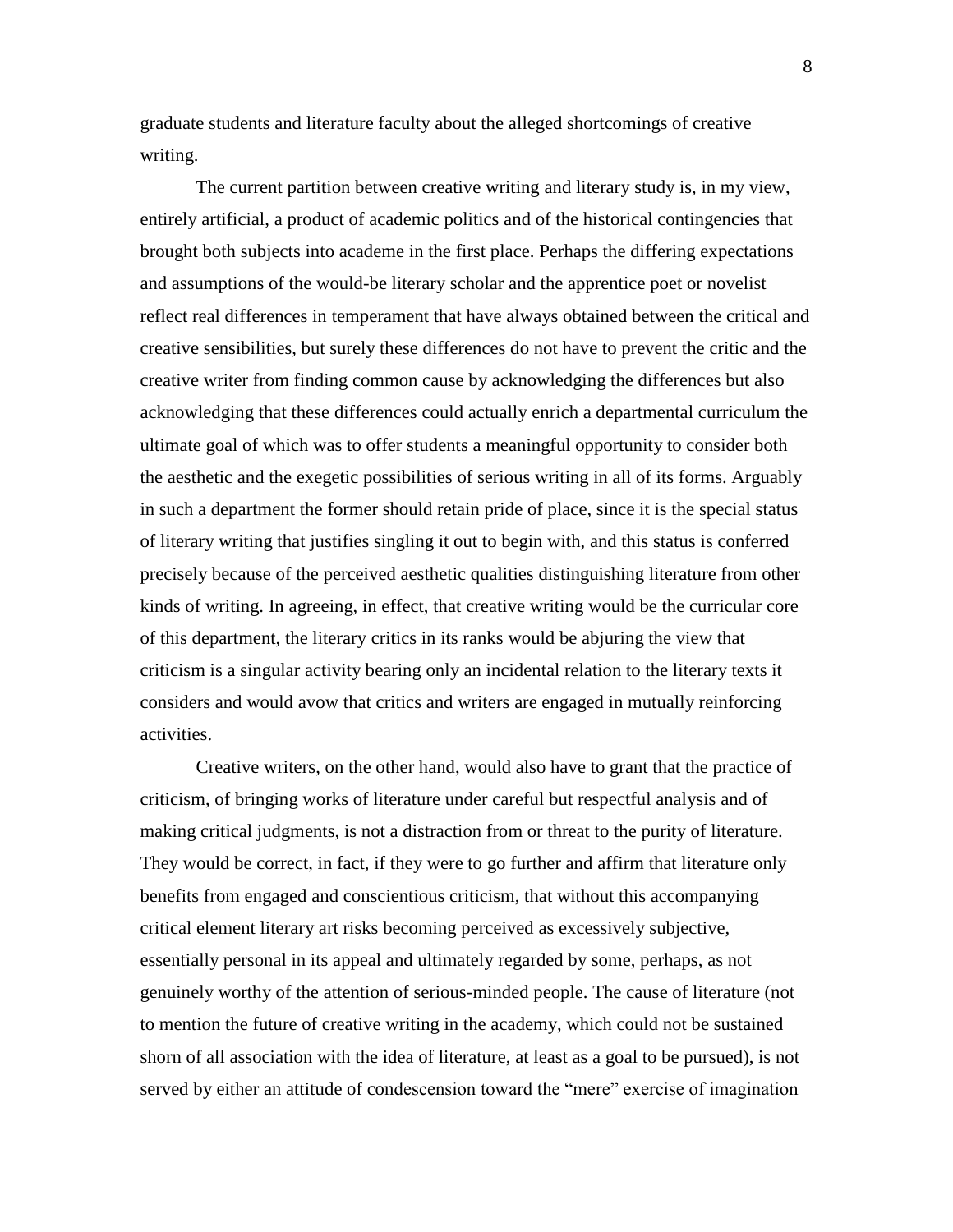graduate students and literature faculty about the alleged shortcomings of creative writing.

The current partition between creative writing and literary study is, in my view, entirely artificial, a product of academic politics and of the historical contingencies that brought both subjects into academe in the first place. Perhaps the differing expectations and assumptions of the would-be literary scholar and the apprentice poet or novelist reflect real differences in temperament that have always obtained between the critical and creative sensibilities, but surely these differences do not have to prevent the critic and the creative writer from finding common cause by acknowledging the differences but also acknowledging that these differences could actually enrich a departmental curriculum the ultimate goal of which was to offer students a meaningful opportunity to consider both the aesthetic and the exegetic possibilities of serious writing in all of its forms. Arguably in such a department the former should retain pride of place, since it is the special status of literary writing that justifies singling it out to begin with, and this status is conferred precisely because of the perceived aesthetic qualities distinguishing literature from other kinds of writing. In agreeing, in effect, that creative writing would be the curricular core of this department, the literary critics in its ranks would be abjuring the view that criticism is a singular activity bearing only an incidental relation to the literary texts it considers and would avow that critics and writers are engaged in mutually reinforcing activities.

Creative writers, on the other hand, would also have to grant that the practice of criticism, of bringing works of literature under careful but respectful analysis and of making critical judgments, is not a distraction from or threat to the purity of literature. They would be correct, in fact, if they were to go further and affirm that literature only benefits from engaged and conscientious criticism, that without this accompanying critical element literary art risks becoming perceived as excessively subjective, essentially personal in its appeal and ultimately regarded by some, perhaps, as not genuinely worthy of the attention of serious-minded people. The cause of literature (not to mention the future of creative writing in the academy, which could not be sustained shorn of all association with the idea of literature, at least as a goal to be pursued), is not served by either an attitude of condescension toward the "mere" exercise of imagination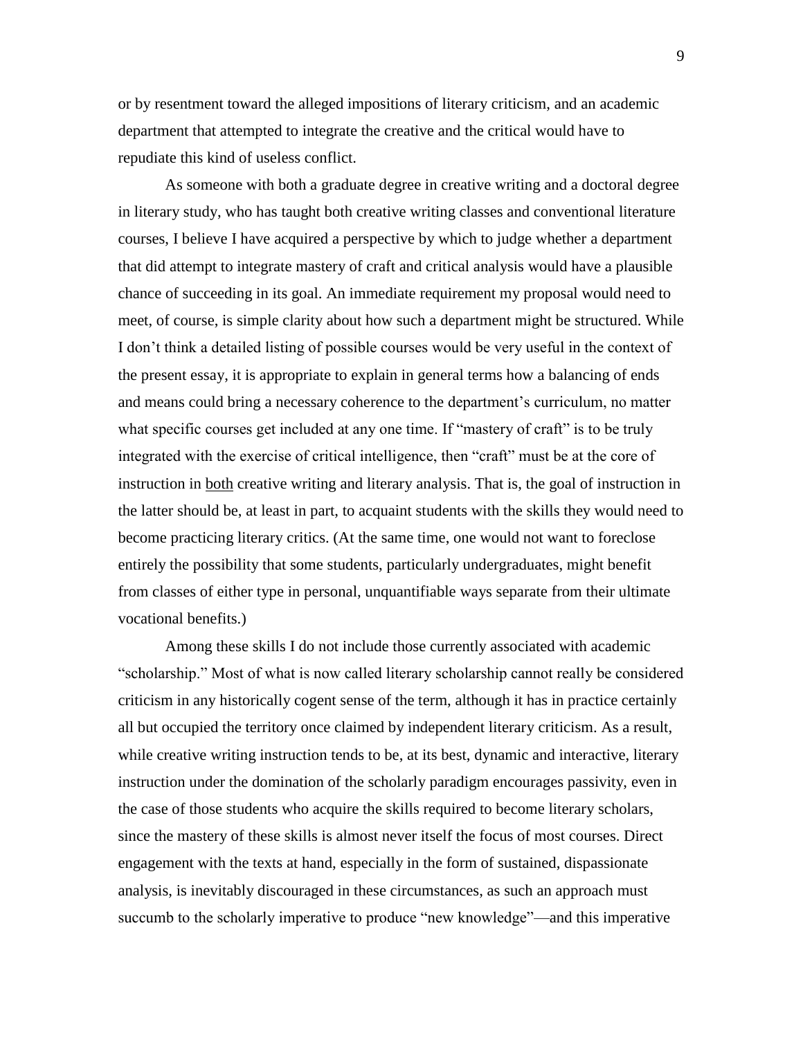or by resentment toward the alleged impositions of literary criticism, and an academic department that attempted to integrate the creative and the critical would have to repudiate this kind of useless conflict.

As someone with both a graduate degree in creative writing and a doctoral degree in literary study, who has taught both creative writing classes and conventional literature courses, I believe I have acquired a perspective by which to judge whether a department that did attempt to integrate mastery of craft and critical analysis would have a plausible chance of succeeding in its goal. An immediate requirement my proposal would need to meet, of course, is simple clarity about how such a department might be structured. While I don't think a detailed listing of possible courses would be very useful in the context of the present essay, it is appropriate to explain in general terms how a balancing of ends and means could bring a necessary coherence to the department's curriculum, no matter what specific courses get included at any one time. If "mastery of craft" is to be truly integrated with the exercise of critical intelligence, then "craft" must be at the core of instruction in <u>both</u> creative writing and literary analysis. That is, the goal of instruction in the latter should be, at least in part, to acquaint students with the skills they would need to become practicing literary critics. (At the same time, one would not want to foreclose entirely the possibility that some students, particularly undergraduates, might benefit from classes of either type in personal, unquantifiable ways separate from their ultimate vocational benefits.)

Among these skills I do not include those currently associated with academic "scholarship." Most of what is now called literary scholarship cannot really be considered criticism in any historically cogent sense of the term, although it has in practice certainly all but occupied the territory once claimed by independent literary criticism. As a result, while creative writing instruction tends to be, at its best, dynamic and interactive, literary instruction under the domination of the scholarly paradigm encourages passivity, even in the case of those students who acquire the skills required to become literary scholars, since the mastery of these skills is almost never itself the focus of most courses. Direct engagement with the texts at hand, especially in the form of sustained, dispassionate analysis, is inevitably discouraged in these circumstances, as such an approach must succumb to the scholarly imperative to produce "new knowledge"—and this imperative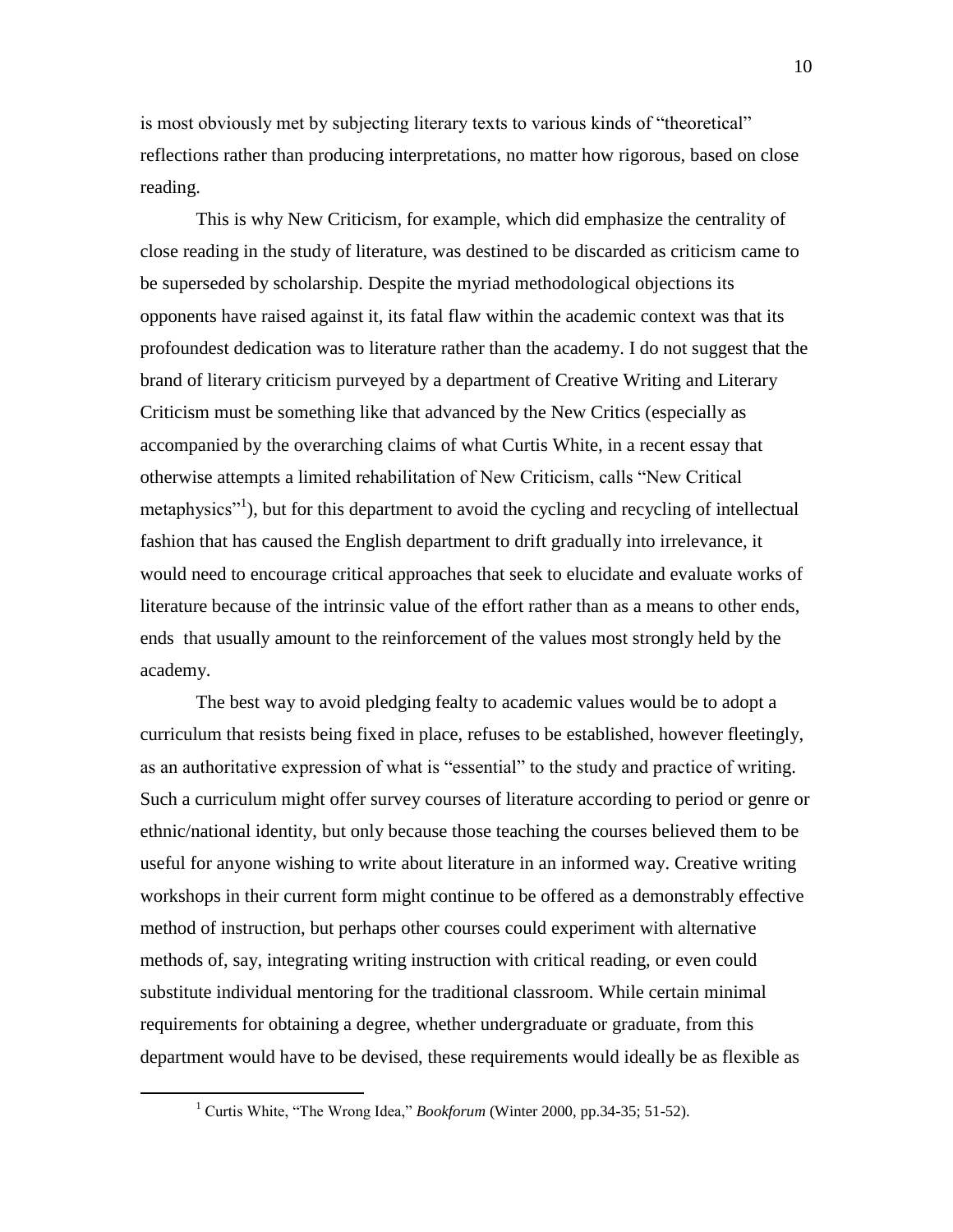is most obviously met by subjecting literary texts to various kinds of "theoretical" reflections rather than producing interpretations, no matter how rigorous, based on close reading.

This is why New Criticism, for example, which did emphasize the centrality of close reading in the study of literature, was destined to be discarded as criticism came to be superseded by scholarship. Despite the myriad methodological objections its opponents have raised against it, its fatal flaw within the academic context was that its profoundest dedication was to literature rather than the academy. I do not suggest that the brand of literary criticism purveyed by a department of Creative Writing and Literary Criticism must be something like that advanced by the New Critics (especially as accompanied by the overarching claims of what Curtis White, in a recent essay that otherwise attempts a limited rehabilitation of New Criticism, calls "New Critical metaphysics"[1]), but for this department to avoid the cycling and recycling of intellectual fashion that has caused the English department to drift gradually into irrelevance, it would need to encourage critical approaches that seek to elucidate and evaluate works of literature because of the intrinsic value of the effort rather than as a means to other ends, ends that usually amount to the reinforcement of the values most strongly held by the academy.

The best way to avoid pledging fealty to academic values would be to adopt a curriculum that resists being fixed in place, refuses to be established, however fleetingly, as an authoritative expression of what is "essential" to the study and practice of writing. Such a curriculum might offer survey courses of literature according to period or genre or ethnic/national identity, but only because those teaching the courses believed them to be useful for anyone wishing to write about literature in an informed way. Creative writing workshops in their current form might continue to be offered as a demonstrably effective method of instruction, but perhaps other courses could experiment with alternative methods of, say, integrating writing instruction with critical reading, or even could substitute individual mentoring for the traditional classroom. While certain minimal requirements for obtaining a degree, whether undergraduate or graduate, from this department would have to be devised, these requirements would ideally be as flexible as

[1] Curtis White, "The Wrong Idea," *Bookforum* (Winter 2000, pp.34-35; 51-52).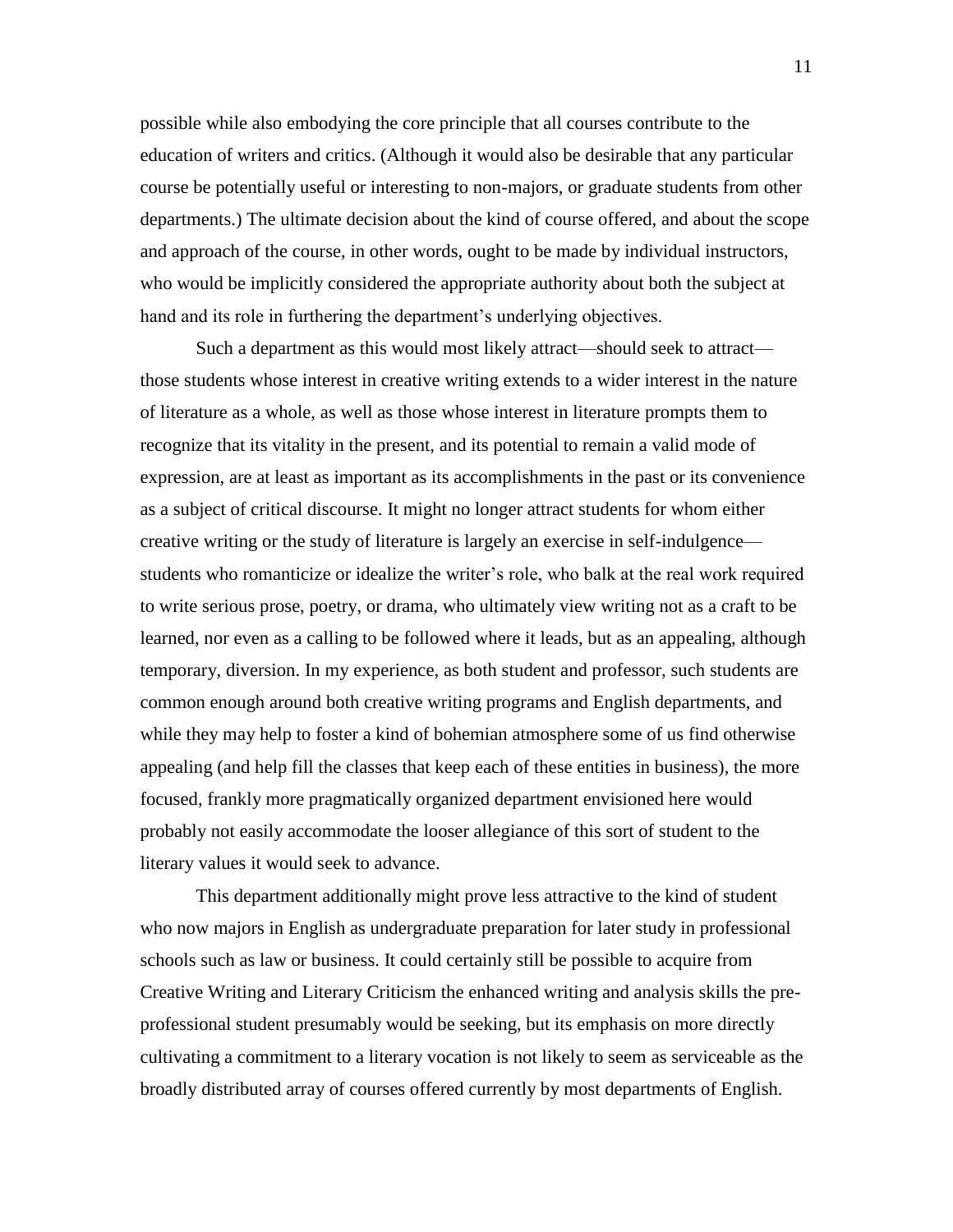possible while also embodying the core principle that all courses contribute to the education of writers and critics. (Although it would also be desirable that any particular course be potentially useful or interesting to non-majors, or graduate students from other departments.) The ultimate decision about the kind of course offered, and about the scope and approach of the course, in other words, ought to be made by individual instructors, who would be implicitly considered the appropriate authority about both the subject at hand and its role in furthering the department's underlying objectives.

Such a department as this would most likely attract—should seek to attract—those students whose interest in creative writing extends to a wider interest in the nature of literature as a whole, as well as those whose interest in literature prompts them to recognize that its vitality in the present, and its potential to remain a valid mode of expression, are at least as important as its accomplishments in the past or its convenience as a subject of critical discourse. It might no longer attract students for whom either creative writing or the study of literature is largely an exercise in self-indulgence—students who romanticize or idealize the writer's role, who balk at the real work required to write serious prose, poetry, or drama, who ultimately view writing not as a craft to be learned, nor even as a calling to be followed where it leads, but as an appealing, although temporary, diversion. In my experience, as both student and professor, such students are common enough around both creative writing programs and English departments, and while they may help to foster a kind of bohemian atmosphere some of us find otherwise appealing (and help fill the classes that keep each of these entities in business), the more focused, frankly more pragmatically organized department envisioned here would probably not easily accommodate the looser allegiance of this sort of student to the literary values it would seek to advance.

This department additionally might prove less attractive to the kind of student who now majors in English as undergraduate preparation for later study in professional schools such as law or business. It could certainly still be possible to acquire from Creative Writing and Literary Criticism the enhanced writing and analysis skills the pre-professional student presumably would be seeking, but its emphasis on more directly cultivating a commitment to a literary vocation is not likely to seem as serviceable as the broadly distributed array of courses offered currently by most departments of English.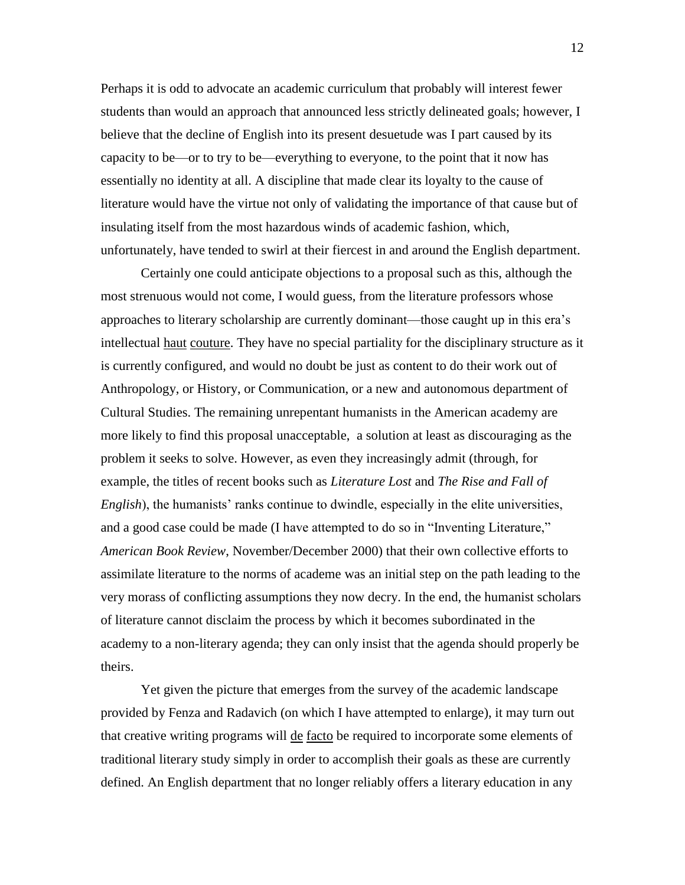Perhaps it is odd to advocate an academic curriculum that probably will interest fewer students than would an approach that announced less strictly delineated goals; however, I believe that the decline of English into its present desuetude was I part caused by its capacity to be—or to try to be—everything to everyone, to the point that it now has essentially no identity at all. A discipline that made clear its loyalty to the cause of literature would have the virtue not only of validating the importance of that cause but of insulating itself from the most hazardous winds of academic fashion, which, unfortunately, have tended to swirl at their fiercest in and around the English department.

Certainly one could anticipate objections to a proposal such as this, although the most strenuous would not come, I would guess, from the literature professors whose approaches to literary scholarship are currently dominant—those caught up in this era's intellectual haut couture. They have no special partiality for the disciplinary structure as it is currently configured, and would no doubt be just as content to do their work out of Anthropology, or History, or Communication, or a new and autonomous department of Cultural Studies. The remaining unrepentant humanists in the American academy are more likely to find this proposal unacceptable, a solution at least as discouraging as the problem it seeks to solve. However, as even they increasingly admit (through, for example, the titles of recent books such as *Literature Lost* and *The Rise and Fall of English*), the humanists' ranks continue to dwindle, especially in the elite universities, and a good case could be made (I have attempted to do so in "Inventing Literature," *American Book Review*, November/December 2000) that their own collective efforts to assimilate literature to the norms of academe was an initial step on the path leading to the very morass of conflicting assumptions they now decry. In the end, the humanist scholars of literature cannot disclaim the process by which it becomes subordinated in the academy to a non-literary agenda; they can only insist that the agenda should properly be theirs.

Yet given the picture that emerges from the survey of the academic landscape provided by Fenza and Radavich (on which I have attempted to enlarge), it may turn out that creative writing programs will de facto be required to incorporate some elements of traditional literary study simply in order to accomplish their goals as these are currently defined. An English department that no longer reliably offers a literary education in any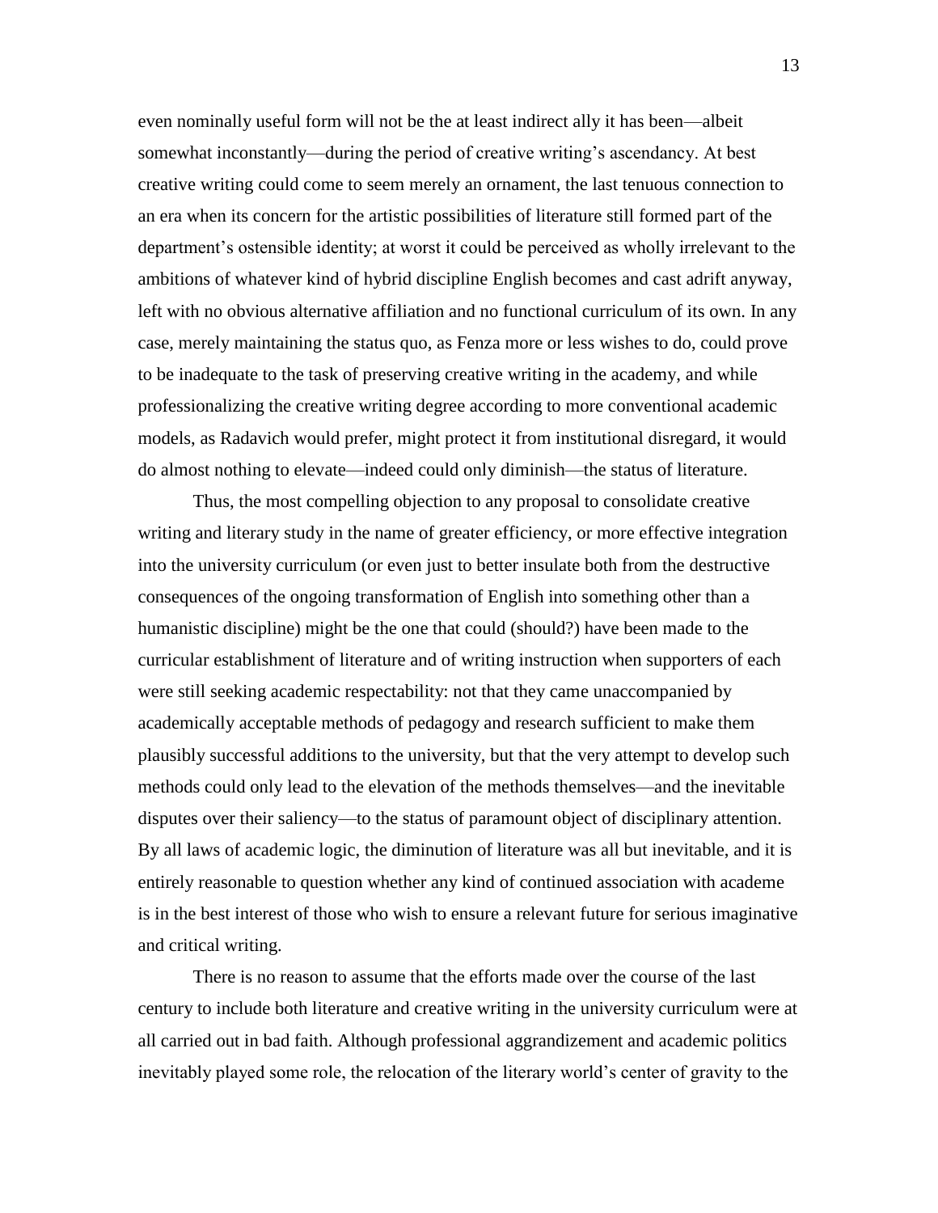even nominally useful form will not be the at least indirect ally it has been—albeit somewhat inconstantly—during the period of creative writing's ascendancy. At best creative writing could come to seem merely an ornament, the last tenuous connection to an era when its concern for the artistic possibilities of literature still formed part of the department's ostensible identity; at worst it could be perceived as wholly irrelevant to the ambitions of whatever kind of hybrid discipline English becomes and cast adrift anyway, left with no obvious alternative affiliation and no functional curriculum of its own. In any case, merely maintaining the status quo, as Fenza more or less wishes to do, could prove to be inadequate to the task of preserving creative writing in the academy, and while professionalizing the creative writing degree according to more conventional academic models, as Radavich would prefer, might protect it from institutional disregard, it would do almost nothing to elevate—indeed could only diminish—the status of literature.

Thus, the most compelling objection to any proposal to consolidate creative writing and literary study in the name of greater efficiency, or more effective integration into the university curriculum (or even just to better insulate both from the destructive consequences of the ongoing transformation of English into something other than a humanistic discipline) might be the one that could (should?) have been made to the curricular establishment of literature and of writing instruction when supporters of each were still seeking academic respectability: not that they came unaccompanied by academically acceptable methods of pedagogy and research sufficient to make them plausibly successful additions to the university, but that the very attempt to develop such methods could only lead to the elevation of the methods themselves—and the inevitable disputes over their saliency—to the status of paramount object of disciplinary attention. By all laws of academic logic, the diminution of literature was all but inevitable, and it is entirely reasonable to question whether any kind of continued association with academe is in the best interest of those who wish to ensure a relevant future for serious imaginative and critical writing.

There is no reason to assume that the efforts made over the course of the last century to include both literature and creative writing in the university curriculum were at all carried out in bad faith. Although professional aggrandizement and academic politics inevitably played some role, the relocation of the literary world's center of gravity to the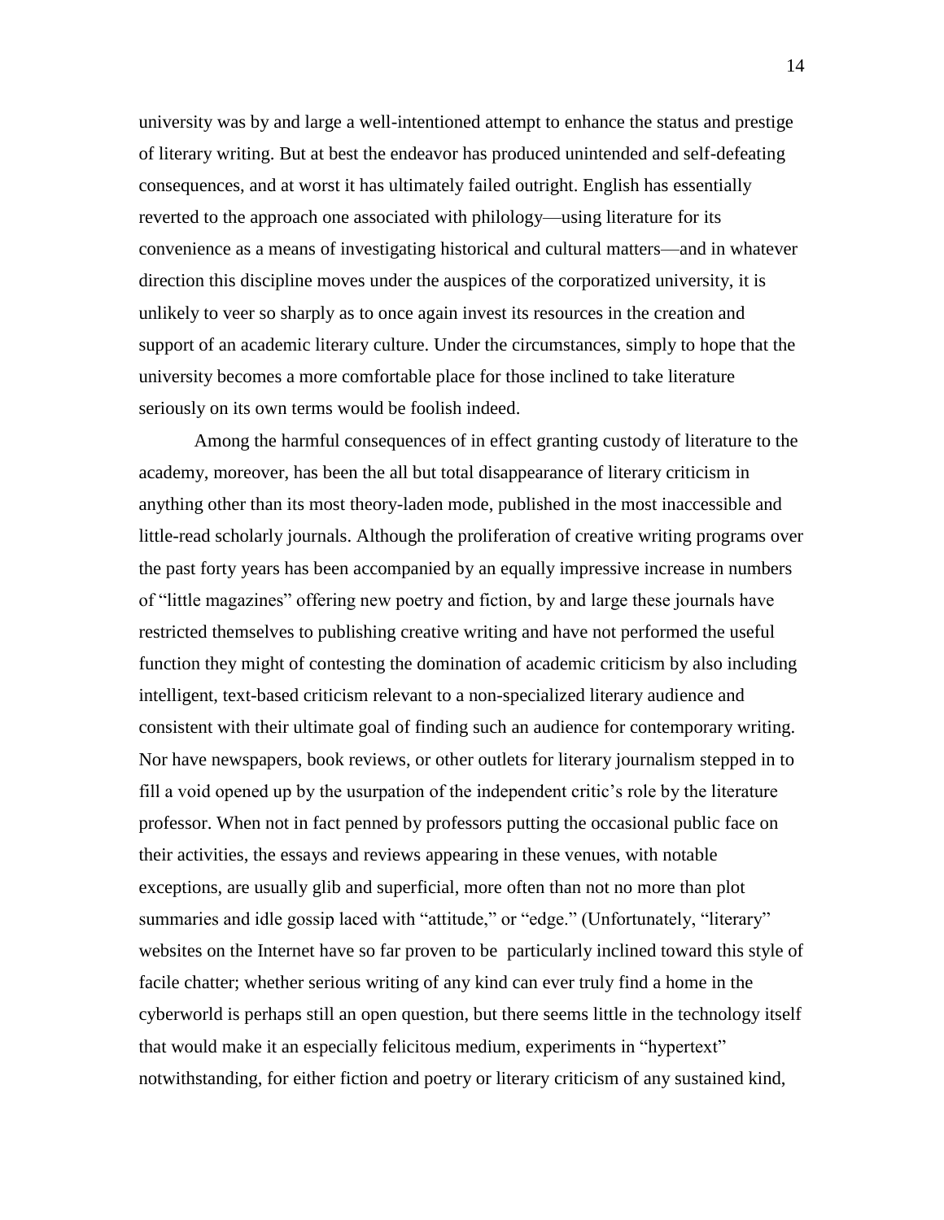university was by and large a well-intentioned attempt to enhance the status and prestige of literary writing. But at best the endeavor has produced unintended and self-defeating consequences, and at worst it has ultimately failed outright. English has essentially reverted to the approach one associated with philology—using literature for its convenience as a means of investigating historical and cultural matters—and in whatever direction this discipline moves under the auspices of the corporatized university, it is unlikely to veer so sharply as to once again invest its resources in the creation and support of an academic literary culture. Under the circumstances, simply to hope that the university becomes a more comfortable place for those inclined to take literature seriously on its own terms would be foolish indeed.

Among the harmful consequences of in effect granting custody of literature to the academy, moreover, has been the all but total disappearance of literary criticism in anything other than its most theory-laden mode, published in the most inaccessible and little-read scholarly journals. Although the proliferation of creative writing programs over the past forty years has been accompanied by an equally impressive increase in numbers of "little magazines" offering new poetry and fiction, by and large these journals have restricted themselves to publishing creative writing and have not performed the useful function they might of contesting the domination of academic criticism by also including intelligent, text-based criticism relevant to a non-specialized literary audience and consistent with their ultimate goal of finding such an audience for contemporary writing. Nor have newspapers, book reviews, or other outlets for literary journalism stepped in to fill a void opened up by the usurpation of the independent critic's role by the literature professor. When not in fact penned by professors putting the occasional public face on their activities, the essays and reviews appearing in these venues, with notable exceptions, are usually glib and superficial, more often than not no more than plot summaries and idle gossip laced with "attitude," or "edge." (Unfortunately, "literary" websites on the Internet have so far proven to be particularly inclined toward this style of facile chatter; whether serious writing of any kind can ever truly find a home in the cyberworld is perhaps still an open question, but there seems little in the technology itself that would make it an especially felicitous medium, experiments in "hypertext" notwithstanding, for either fiction and poetry or literary criticism of any sustained kind,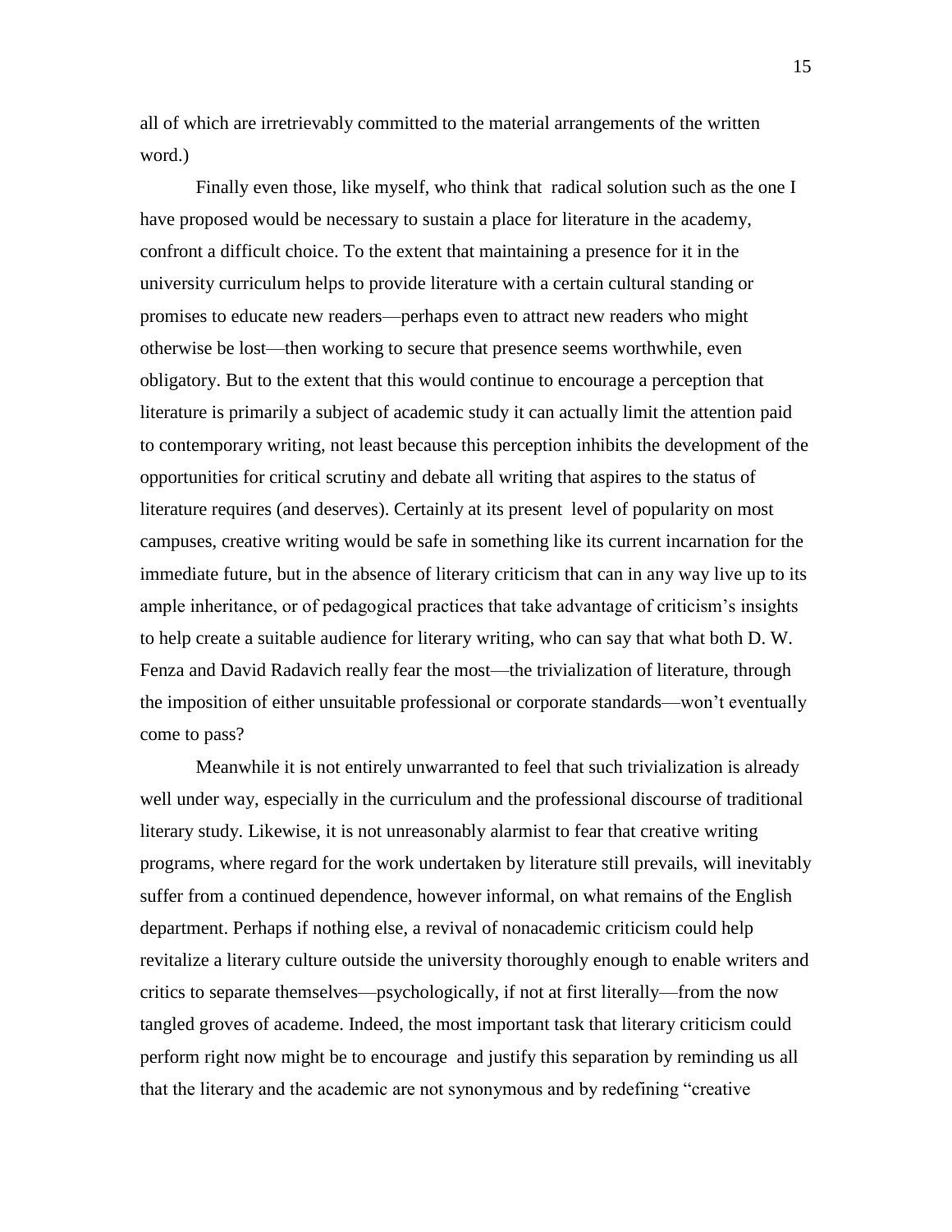all of which are irretrievably committed to the material arrangements of the written word.)

Finally even those, like myself, who think that radical solution such as the one I have proposed would be necessary to sustain a place for literature in the academy, confront a difficult choice. To the extent that maintaining a presence for it in the university curriculum helps to provide literature with a certain cultural standing or promises to educate new readers—perhaps even to attract new readers who might otherwise be lost—then working to secure that presence seems worthwhile, even obligatory. But to the extent that this would continue to encourage a perception that literature is primarily a subject of academic study it can actually limit the attention paid to contemporary writing, not least because this perception inhibits the development of the opportunities for critical scrutiny and debate all writing that aspires to the status of literature requires (and deserves). Certainly at its present level of popularity on most campuses, creative writing would be safe in something like its current incarnation for the immediate future, but in the absence of literary criticism that can in any way live up to its ample inheritance, or of pedagogical practices that take advantage of criticism's insights to help create a suitable audience for literary writing, who can say that what both D. W. Fenza and David Radavich really fear the most—the trivialization of literature, through the imposition of either unsuitable professional or corporate standards—won't eventually come to pass?

Meanwhile it is not entirely unwarranted to feel that such trivialization is already well under way, especially in the curriculum and the professional discourse of traditional literary study. Likewise, it is not unreasonably alarmist to fear that creative writing programs, where regard for the work undertaken by literature still prevails, will inevitably suffer from a continued dependence, however informal, on what remains of the English department. Perhaps if nothing else, a revival of nonacademic criticism could help revitalize a literary culture outside the university thoroughly enough to enable writers and critics to separate themselves—psychologically, if not at first literally—from the now tangled groves of academe. Indeed, the most important task that literary criticism could perform right now might be to encourage and justify this separation by reminding us all that the literary and the academic are not synonymous and by redefining "creative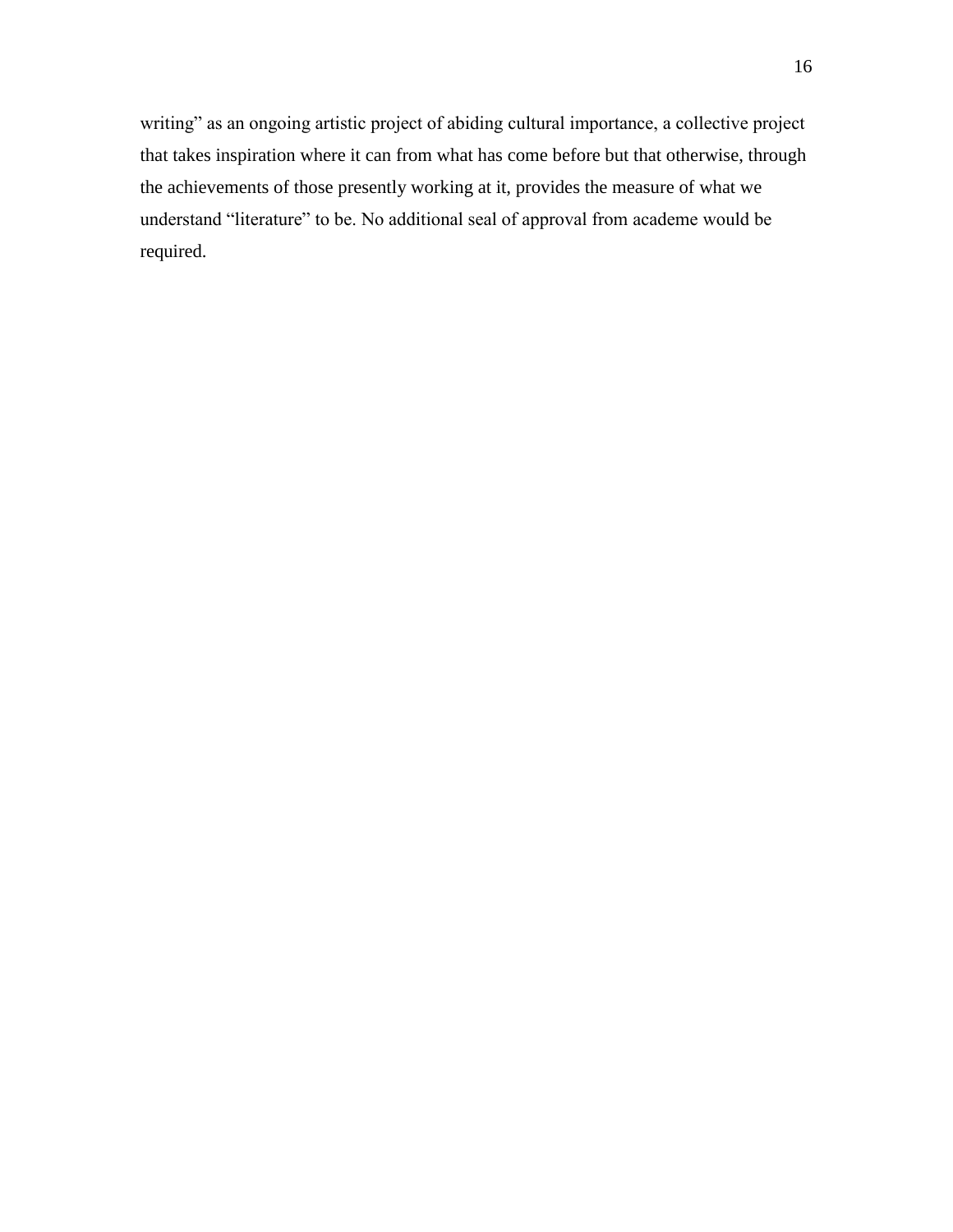writing" as an ongoing artistic project of abiding cultural importance, a collective project that takes inspiration where it can from what has come before but that otherwise, through the achievements of those presently working at it, provides the measure of what we understand "literature" to be. No additional seal of approval from academe would be required.